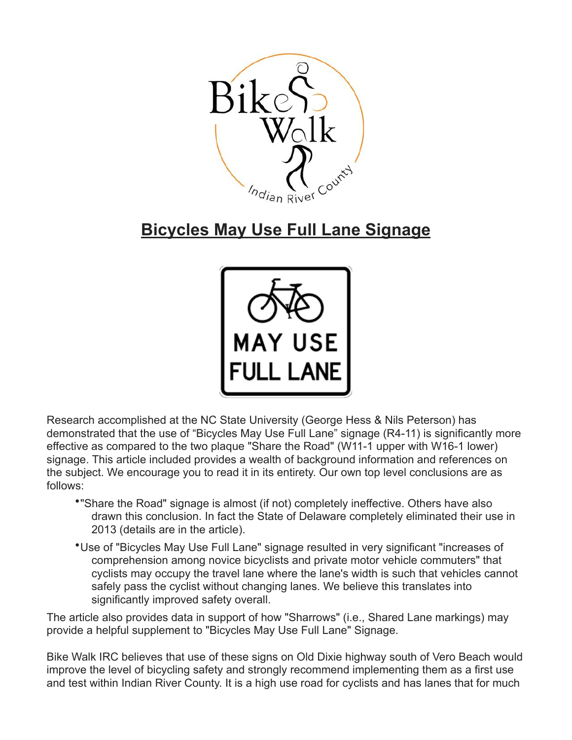# Bicycles May Use Full Lane Signage

Research accomplished at the NC State University (George Hess & Nils Peterson) has demonstrated that the use of “Bicycles May Use Full Lane” signage (R4-11) is significantly more effective as compared to the two plaque "Share the Road" (W11-1 upper with W16-1 lower) signage. This article included provides a wealth of background information and references on the subject. We encourage you to read it in its entirety. Our own top level conclusions are as follows:

- "Share the Road" signage is almost (if not) completely ineffective. Others have also drawn this conclusion. In fact the State of Delaware completely eliminated their use in 2013 (details are in the article).
- Use of "Bicycles May Use Full Lane" signage resulted in very significant "increases of comprehension among novice bicyclists and private motor vehicle commuters" that cyclists may occupy the travel lane where the lane's width is such that vehicles cannot safely pass the cyclist without changing lanes. We believe this translates into significantly improved safety overall.

The article also provides data in support of how "Sharrows" (i.e., Shared Lane markings) may provide a helpful supplement to "Bicycles May Use Full Lane" Signage.

Bike Walk IRC believes that use of these signs on Old Dixie highway south of Vero Beach would improve the level of bicycling safety and strongly recommend implementing them as a first use and test within Indian River County. It is a high use road for cyclists and has lanes that for much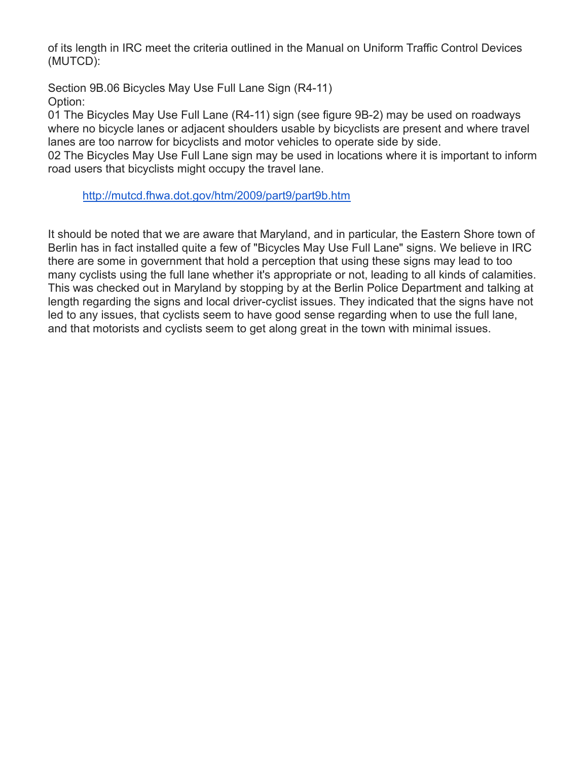of its length in IRC meet the criteria outlined in the Manual on Uniform Traffic Control Devices (MUTCD):

Section 9B.06 Bicycles May Use Full Lane Sign (R4-11)
Option:
01 The Bicycles May Use Full Lane (R4-11) sign (see figure 9B-2) may be used on roadways where no bicycle lanes or adjacent shoulders usable by bicyclists are present and where travel lanes are too narrow for bicyclists and motor vehicles to operate side by side.
02 The Bicycles May Use Full Lane sign may be used in locations where it is important to inform road users that bicyclists might occupy the travel lane.

> http://mutcd.fhwa.dot.gov/htm/2009/part9/part9b.htm

It should be noted that we are aware that Maryland, and in particular, the Eastern Shore town of Berlin has in fact installed quite a few of "Bicycles May Use Full Lane" signs. We believe in IRC there are some in government that hold a perception that using these signs may lead to too many cyclists using the full lane whether it's appropriate or not, leading to all kinds of calamities. This was checked out in Maryland by stopping by at the Berlin Police Department and talking at length regarding the signs and local driver-cyclist issues. They indicated that the signs have not led to any issues, that cyclists seem to have good sense regarding when to use the full lane, and that motorists and cyclists seem to get along great in the town with minimal issues.